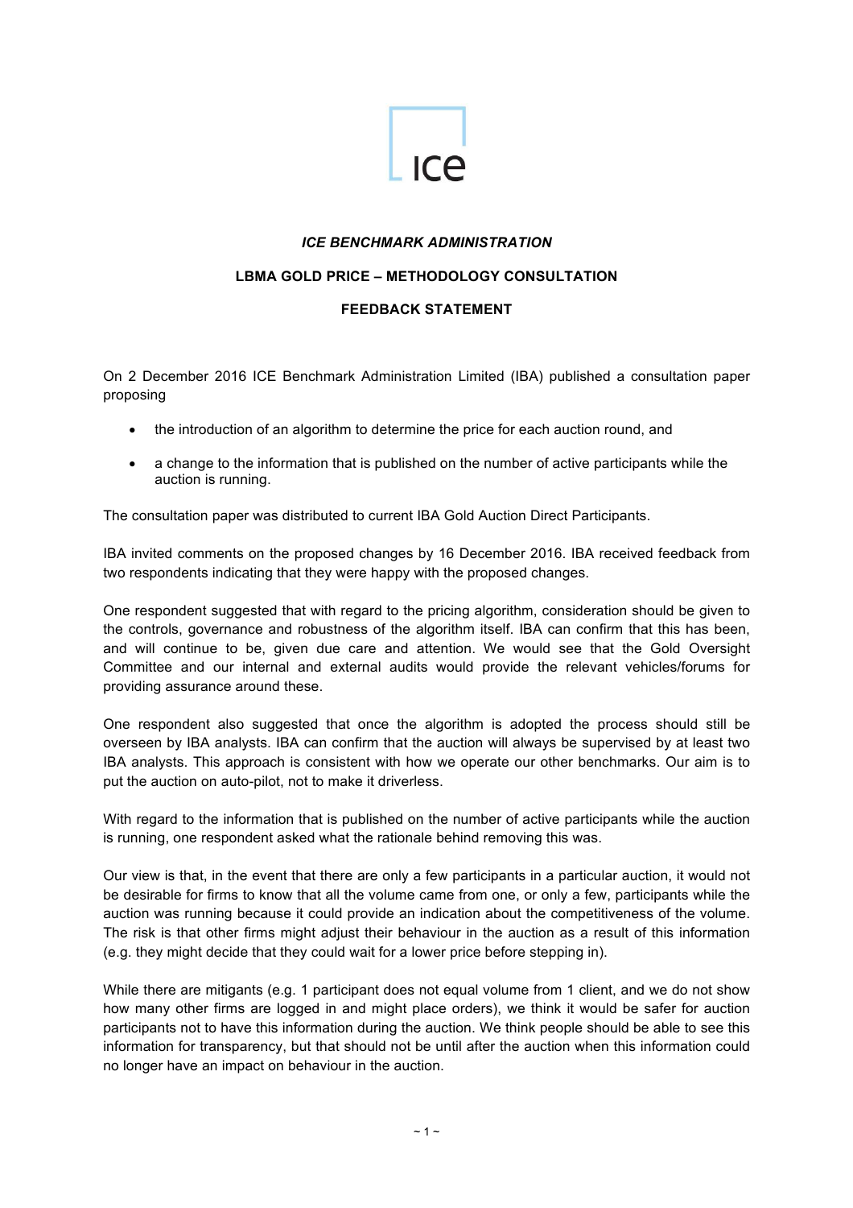***ICE BENCHMARK ADMINISTRATION***

**LBMA GOLD PRICE – METHODOLOGY CONSULTATION**

**FEEDBACK STATEMENT**

On 2 December 2016 ICE Benchmark Administration Limited (IBA) published a consultation paper proposing

- the introduction of an algorithm to determine the price for each auction round, and
- a change to the information that is published on the number of active participants while the auction is running.

The consultation paper was distributed to current IBA Gold Auction Direct Participants.

IBA invited comments on the proposed changes by 16 December 2016. IBA received feedback from two respondents indicating that they were happy with the proposed changes.

One respondent suggested that with regard to the pricing algorithm, consideration should be given to the controls, governance and robustness of the algorithm itself. IBA can confirm that this has been, and will continue to be, given due care and attention. We would see that the Gold Oversight Committee and our internal and external audits would provide the relevant vehicles/forums for providing assurance around these.

One respondent also suggested that once the algorithm is adopted the process should still be overseen by IBA analysts. IBA can confirm that the auction will always be supervised by at least two IBA analysts. This approach is consistent with how we operate our other benchmarks. Our aim is to put the auction on auto-pilot, not to make it driverless.

With regard to the information that is published on the number of active participants while the auction is running, one respondent asked what the rationale behind removing this was.

Our view is that, in the event that there are only a few participants in a particular auction, it would not be desirable for firms to know that all the volume came from one, or only a few, participants while the auction was running because it could provide an indication about the competitiveness of the volume. The risk is that other firms might adjust their behaviour in the auction as a result of this information (e.g. they might decide that they could wait for a lower price before stepping in).

While there are mitigants (e.g. 1 participant does not equal volume from 1 client, and we do not show how many other firms are logged in and might place orders), we think it would be safer for auction participants not to have this information during the auction. We think people should be able to see this information for transparency, but that should not be until after the auction when this information could no longer have an impact on behaviour in the auction.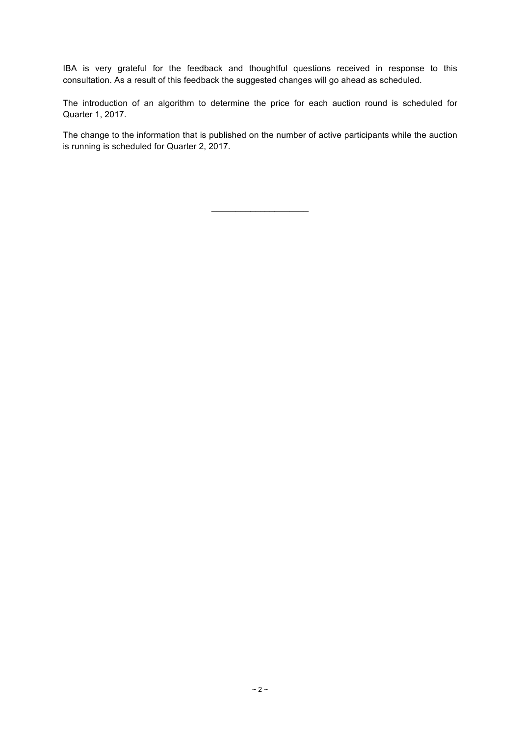IBA is very grateful for the feedback and thoughtful questions received in response to this consultation. As a result of this feedback the suggested changes will go ahead as scheduled.

The introduction of an algorithm to determine the price for each auction round is scheduled for Quarter 1, 2017.

The change to the information that is published on the number of active participants while the auction is running is scheduled for Quarter 2, 2017.

---